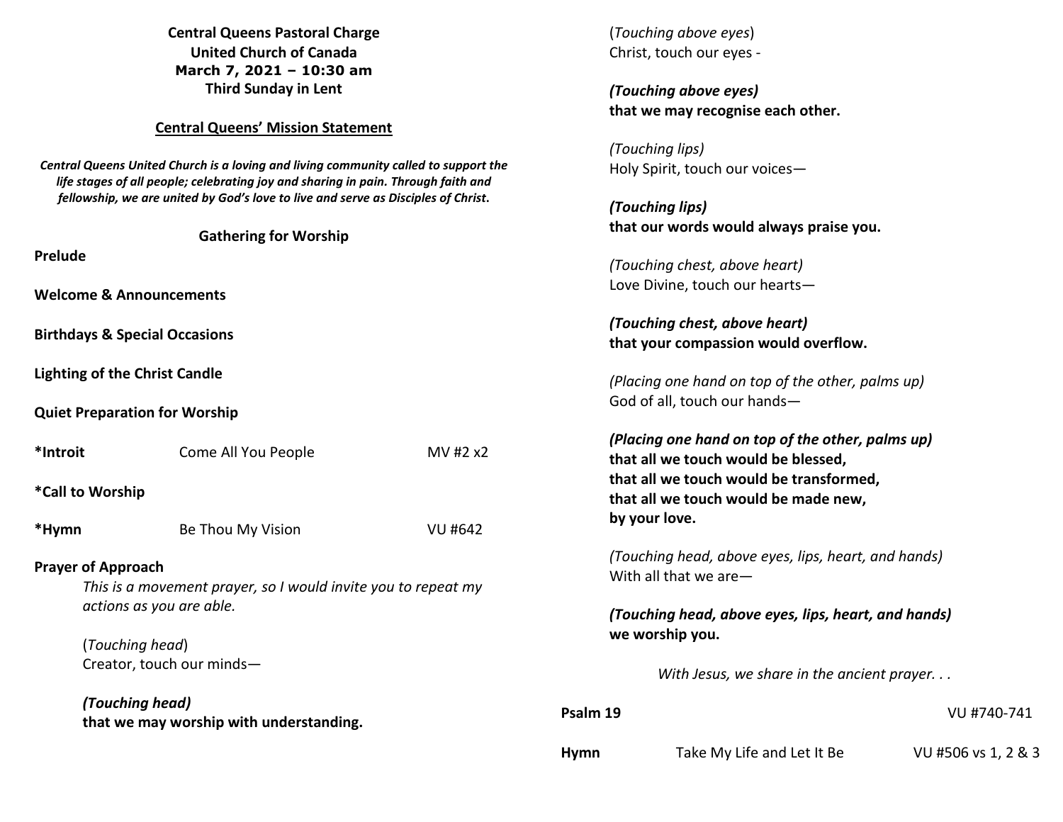**Central Queens Pastoral Charge**
**United Church of Canada**
**March 7, 2021 – 10:30 am**
**Third Sunday in Lent**

**Central Queens' Mission Statement**

***Central Queens United Church is a loving and living community called to support the life stages of all people; celebrating joy and sharing in pain. Through faith and fellowship, we are united by God's love to live and serve as Disciples of Christ.***

**Gathering for Worship**

**Prelude**

**Welcome & Announcements**

**Birthdays & Special Occasions**

**Lighting of the Christ Candle**

**Quiet Preparation for Worship**

**\*Introit** Come All You People MV #2 x2

**\*Call to Worship**

**\*Hymn** Be Thou My Vision VU #642

**Prayer of Approach**

*This is a movement prayer, so I would invite you to repeat my actions as you are able.*

(*Touching head*)
Creator, touch our minds—

***(Touching head)***
**that we may worship with understanding.**

(*Touching above eyes*)
Christ, touch our eyes -

***(Touching above eyes)***
**that we may recognise each other.**

*(Touching lips)*
Holy Spirit, touch our voices—

***(Touching lips)***
**that our words would always praise you.**

*(Touching chest, above heart)*
Love Divine, touch our hearts—

***(Touching chest, above heart)***
**that your compassion would overflow.**

*(Placing one hand on top of the other, palms up)*
God of all, touch our hands—

***(Placing one hand on top of the other, palms up)***
**that all we touch would be blessed,**
**that all we touch would be transformed,**
**that all we touch would be made new,**
**by your love.**

*(Touching head, above eyes, lips, heart, and hands)*
With all that we are—

***(Touching head, above eyes, lips, heart, and hands)***
**we worship you.**

*With Jesus, we share in the ancient prayer. . .*

**Psalm 19** VU #740-741

**Hymn** Take My Life and Let It Be VU #506 vs 1, 2 & 3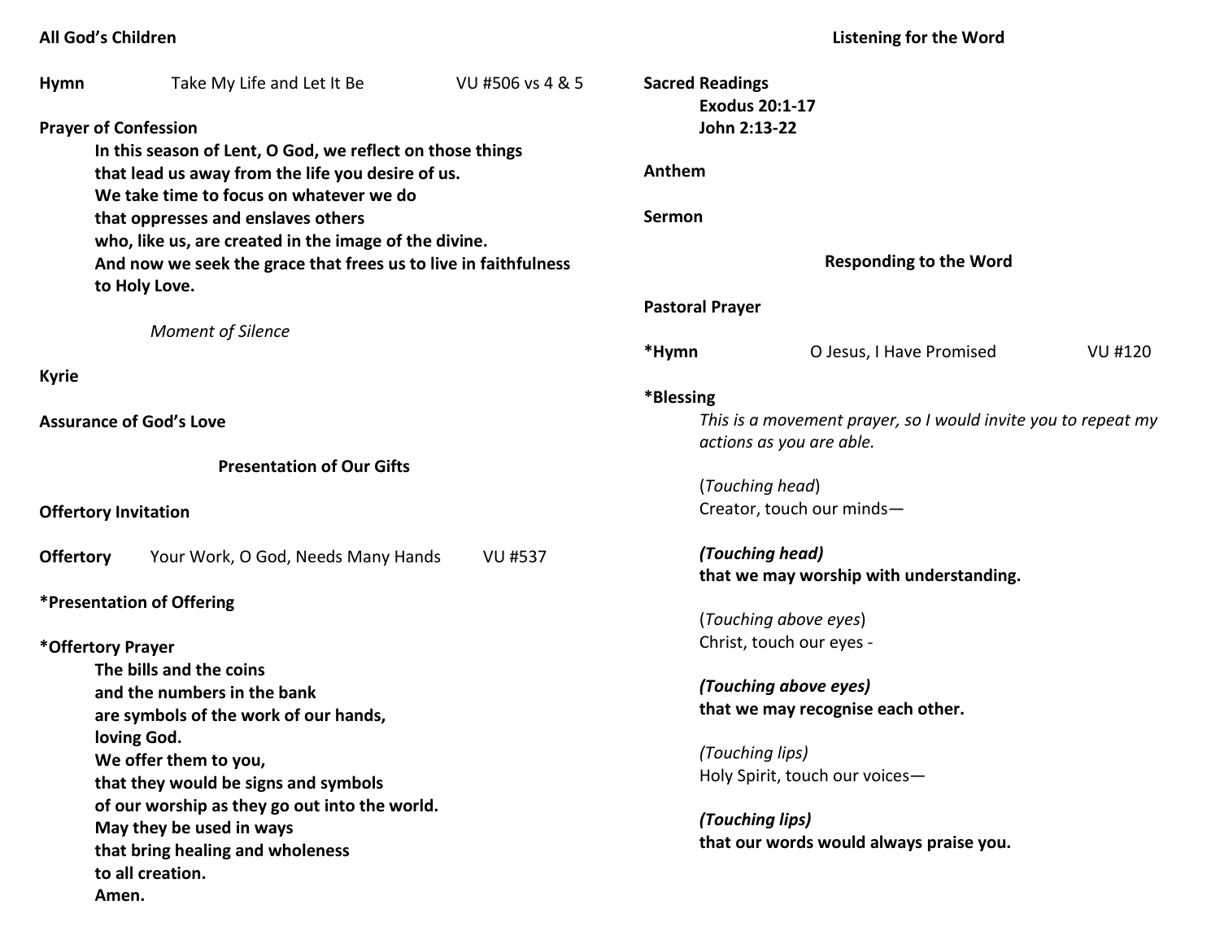**All God's Children**

**Hymn** Take My Life and Let It Be VU #506 vs 4 & 5

**Prayer of Confession**

**In this season of Lent, O God, we reflect on those things**
**that lead us away from the life you desire of us.**
**We take time to focus on whatever we do**
**that oppresses and enslaves others**
**who, like us, are created in the image of the divine.**
**And now we seek the grace that frees us to live in faithfulness**
**to Holy Love.**

*Moment of Silence*

**Kyrie**

**Assurance of God's Love**

### Presentation of Our Gifts

**Offertory Invitation**

**Offertory** Your Work, O God, Needs Many Hands VU #537

**\*Presentation of Offering**

**\*Offertory Prayer**

**The bills and the coins**
**and the numbers in the bank**
**are symbols of the work of our hands,**
**loving God.**
**We offer them to you,**
**that they would be signs and symbols**
**of our worship as they go out into the world.**
**May they be used in ways**
**that bring healing and wholeness**
**to all creation.**
**Amen.**

### Listening for the Word

**Sacred Readings**

**Exodus 20:1-17**
**John 2:13-22**

**Anthem**

**Sermon**

### Responding to the Word

**Pastoral Prayer**

**\*Hymn** O Jesus, I Have Promised VU #120

**\*Blessing**

*This is a movement prayer, so I would invite you to repeat my actions as you are able.*

(*Touching head*)
Creator, touch our minds—

***(Touching head)***
**that we may worship with understanding.**

(*Touching above eyes*)
Christ, touch our eyes -

***(Touching above eyes)***
**that we may recognise each other.**

*(Touching lips)*
Holy Spirit, touch our voices—

***(Touching lips)***
**that our words would always praise you.**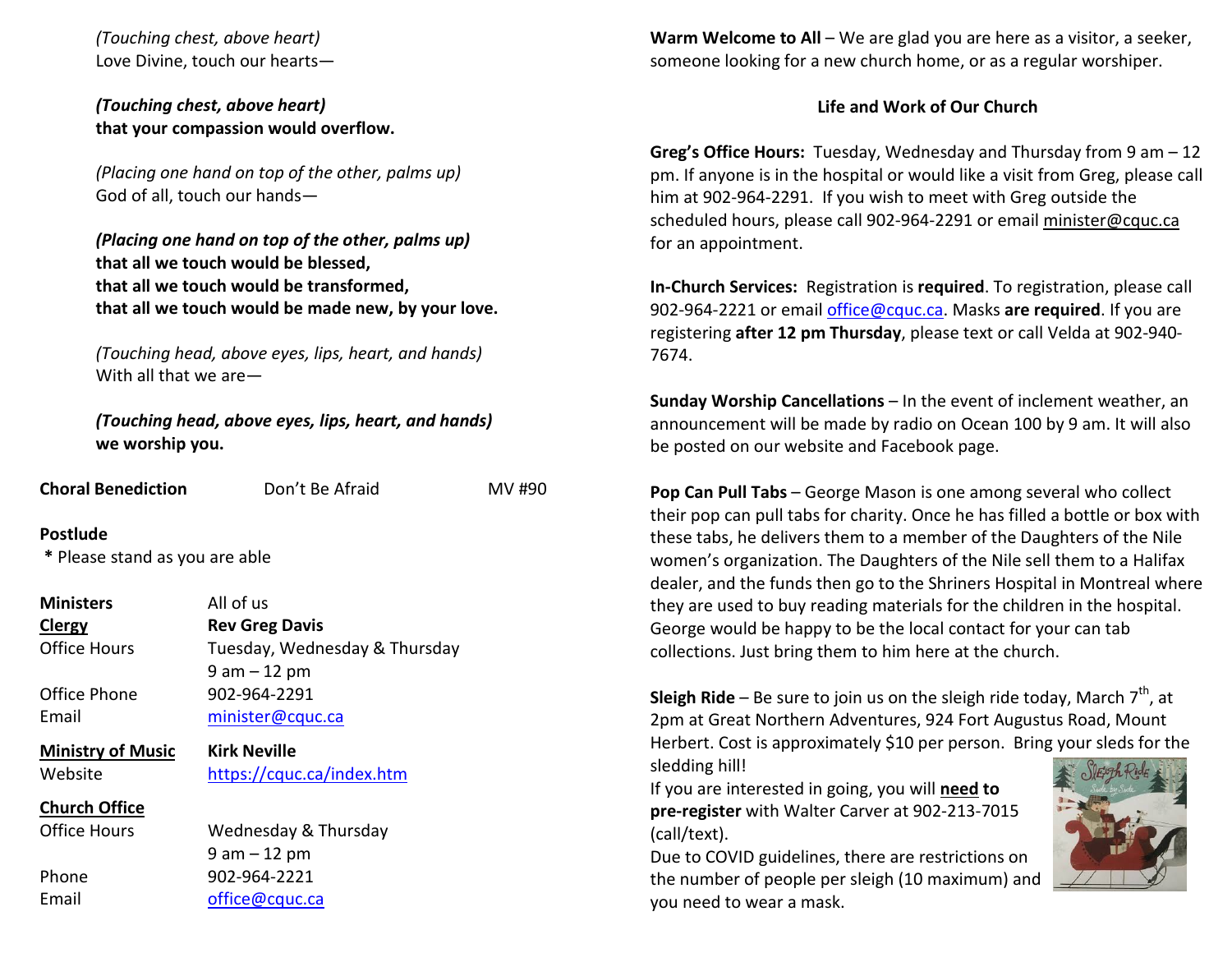*(Touching chest, above heart)*
Love Divine, touch our hearts—

***(Touching chest, above heart)***
**that your compassion would overflow.**

*(Placing one hand on top of the other, palms up)*
God of all, touch our hands—

***(Placing one hand on top of the other, palms up)***
**that all we touch would be blessed,**
**that all we touch would be transformed,**
**that all we touch would be made new, by your love.**

*(Touching head, above eyes, lips, heart, and hands)*
With all that we are—

***(Touching head, above eyes, lips, heart, and hands)***
**we worship you.**

**Choral Benediction** Don't Be Afraid MV #90

**Postlude**
**\*** Please stand as you are able

| | |
|---|---|
| **Ministers** | All of us |
| **Clergy** | **Rev Greg Davis** |
| Office Hours | Tuesday, Wednesday & Thursday 9 am – 12 pm |
| Office Phone | 902-964-2291 |
| Email | minister@cquc.ca |
| **Ministry of Music** | **Kirk Neville** |
| Website | https://cquc.ca/index.htm |
| **Church Office** | |
| Office Hours | Wednesday & Thursday 9 am – 12 pm |
| Phone | 902-964-2221 |
| Email | office@cquc.ca |

**Warm Welcome to All** – We are glad you are here as a visitor, a seeker, someone looking for a new church home, or as a regular worshiper.

**Life and Work of Our Church**

**Greg's Office Hours:** Tuesday, Wednesday and Thursday from 9 am – 12 pm. If anyone is in the hospital or would like a visit from Greg, please call him at 902-964-2291. If you wish to meet with Greg outside the scheduled hours, please call 902-964-2291 or email minister@cquc.ca for an appointment.

**In-Church Services:** Registration is **required**. To registration, please call 902-964-2221 or email office@cquc.ca. Masks **are required**. If you are registering **after 12 pm Thursday**, please text or call Velda at 902-940-7674.

**Sunday Worship Cancellations** – In the event of inclement weather, an announcement will be made by radio on Ocean 100 by 9 am. It will also be posted on our website and Facebook page.

**Pop Can Pull Tabs** – George Mason is one among several who collect their pop can pull tabs for charity. Once he has filled a bottle or box with these tabs, he delivers them to a member of the Daughters of the Nile women's organization. The Daughters of the Nile sell them to a Halifax dealer, and the funds then go to the Shriners Hospital in Montreal where they are used to buy reading materials for the children in the hospital. George would be happy to be the local contact for your can tab collections. Just bring them to him here at the church.

**Sleigh Ride** – Be sure to join us on the sleigh ride today, March 7th, at 2pm at Great Northern Adventures, 924 Fort Augustus Road, Mount Herbert. Cost is approximately $10 per person. Bring your sleds for the sledding hill!
If you are interested in going, you will **need to pre-register** with Walter Carver at 902-213-7015 (call/text).
Due to COVID guidelines, there are restrictions on the number of people per sleigh (10 maximum) and you need to wear a mask.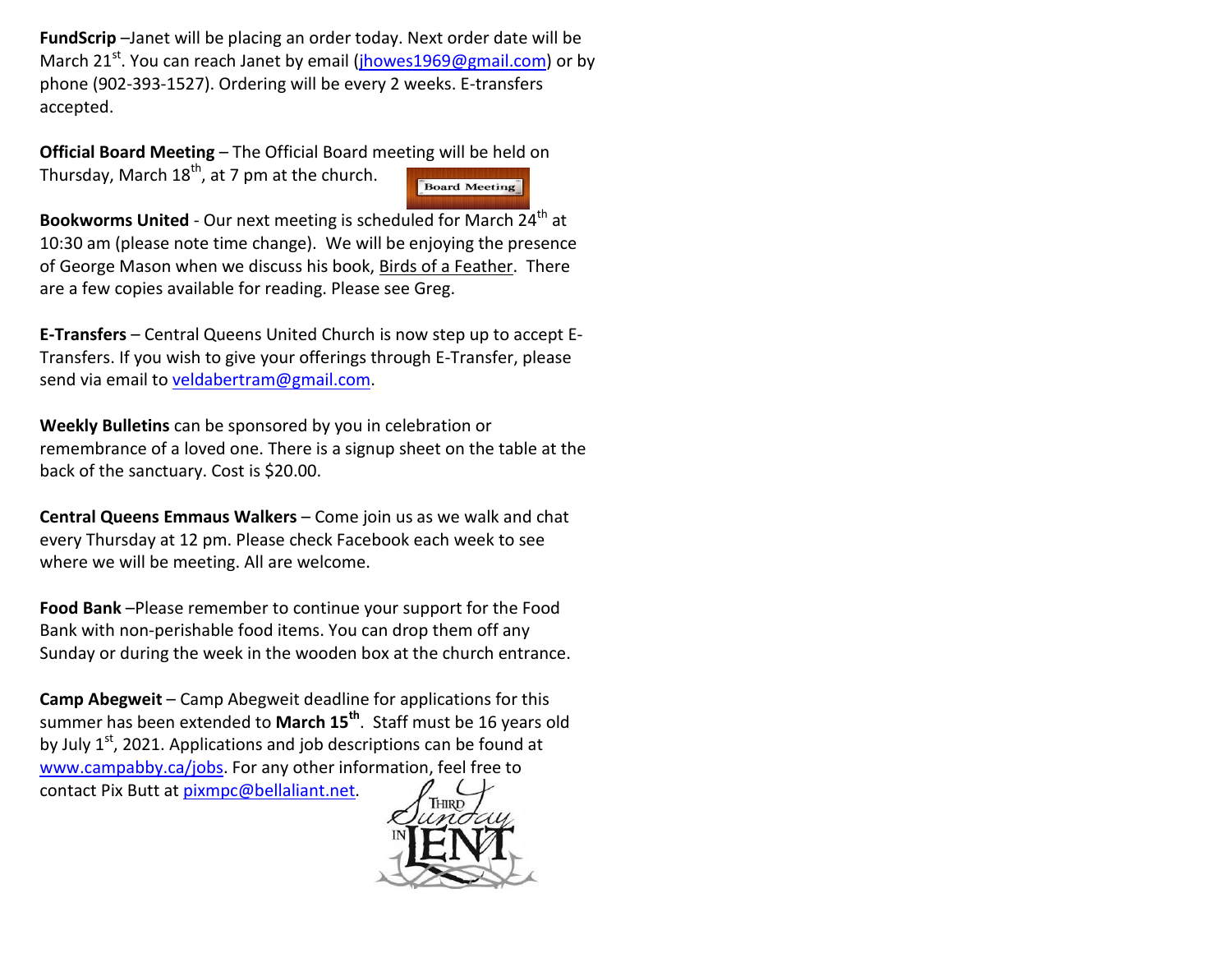**FundScrip** –Janet will be placing an order today. Next order date will be March 21st. You can reach Janet by email (jhowes1969@gmail.com) or by phone (902-393-1527). Ordering will be every 2 weeks. E-transfers accepted.

**Official Board Meeting** – The Official Board meeting will be held on Thursday, March 18th, at 7 pm at the church.

**Bookworms United** - Our next meeting is scheduled for March 24th at 10:30 am (please note time change). We will be enjoying the presence of George Mason when we discuss his book, Birds of a Feather. There are a few copies available for reading. Please see Greg.

**E-Transfers** – Central Queens United Church is now step up to accept E-Transfers. If you wish to give your offerings through E-Transfer, please send via email to veldabertram@gmail.com.

**Weekly Bulletins** can be sponsored by you in celebration or remembrance of a loved one. There is a signup sheet on the table at the back of the sanctuary. Cost is $20.00.

**Central Queens Emmaus Walkers** – Come join us as we walk and chat every Thursday at 12 pm. Please check Facebook each week to see where we will be meeting. All are welcome.

**Food Bank** –Please remember to continue your support for the Food Bank with non-perishable food items. You can drop them off any Sunday or during the week in the wooden box at the church entrance.

**Camp Abegweit** – Camp Abegweit deadline for applications for this summer has been extended to **March 15th**. Staff must be 16 years old by July 1st, 2021. Applications and job descriptions can be found at www.campabby.ca/jobs. For any other information, feel free to contact Pix Butt at pixmpc@bellaliant.net.